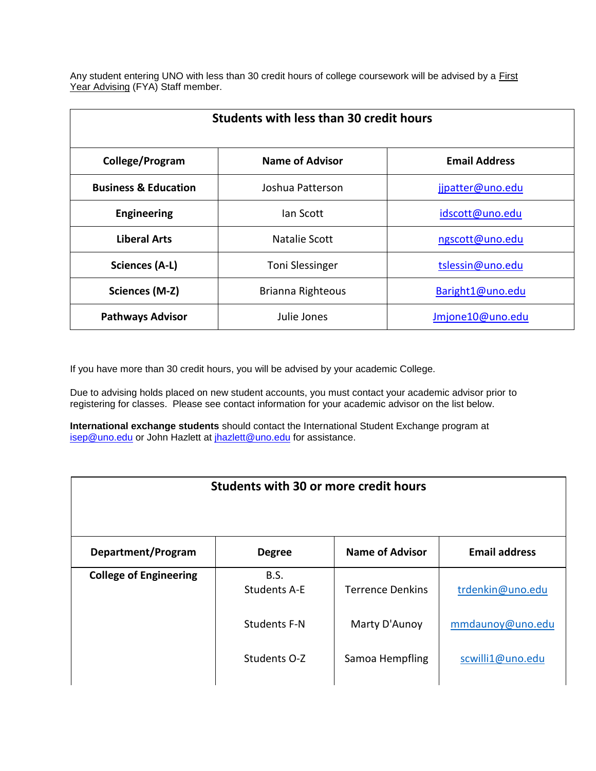Any student entering UNO with less than 30 credit hours of college coursework will be advised by a First Year Advising (FYA) Staff member.

| Students with less than 30 credit hours | | |
|---|---|---|
| **College/Program** | **Name of Advisor** | **Email Address** |
| **Business & Education** | Joshua Patterson | jjpatter@uno.edu |
| **Engineering** | Ian Scott | idscott@uno.edu |
| **Liberal Arts** | Natalie Scott | ngscott@uno.edu |
| **Sciences (A-L)** | Toni Slessinger | tslessin@uno.edu |
| **Sciences (M-Z)** | Brianna Righteous | Baright1@uno.edu |
| **Pathways Advisor** | Julie Jones | Jmjone10@uno.edu |

If you have more than 30 credit hours, you will be advised by your academic College.

Due to advising holds placed on new student accounts, you must contact your academic advisor prior to registering for classes. Please see contact information for your academic advisor on the list below.

**International exchange students** should contact the International Student Exchange program at isep@uno.edu or John Hazlett at jhazlett@uno.edu for assistance.

| Students with 30 or more credit hours | | | |
|---|---|---|---|
| **Department/Program** | **Degree** | **Name of Advisor** | **Email address** |
| **College of Engineering** | B.S. Students A-E | Terrence Denkins | trdenkin@uno.edu |
| | Students F-N | Marty D'Aunoy | mmdaunoy@uno.edu |
| | Students O-Z | Samoa Hempfling | scwilli1@uno.edu |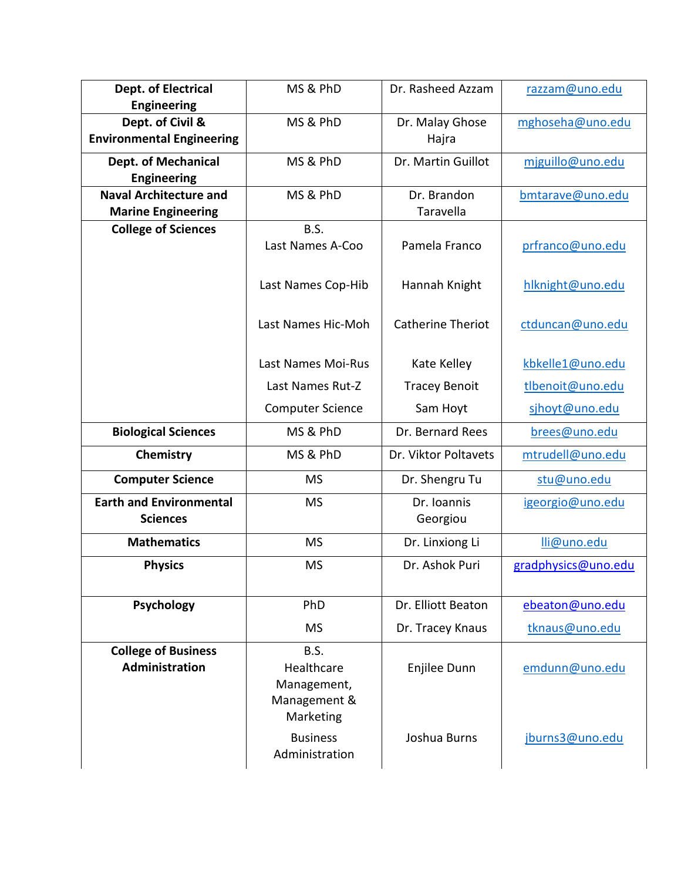| | | | |
|---|---|---|---|
| **Dept. of Electrical Engineering** | MS & PhD | Dr. Rasheed Azzam | razzam@uno.edu |
| **Dept. of Civil & Environmental Engineering** | MS & PhD | Dr. Malay Ghose Hajra | mghoseha@uno.edu |
| **Dept. of Mechanical Engineering** | MS & PhD | Dr. Martin Guillot | mjguillo@uno.edu |
| **Naval Architecture and Marine Engineering** | MS & PhD | Dr. Brandon Taravella | bmtarave@uno.edu |
| **College of Sciences** | B.S.<br>Last Names A-Coo | Pamela Franco | prfranco@uno.edu |
| | Last Names Cop-Hib | Hannah Knight | hlknight@uno.edu |
| | Last Names Hic-Moh | Catherine Theriot | ctduncan@uno.edu |
| | Last Names Moi-Rus | Kate Kelley | kbkelle1@uno.edu |
| | Last Names Rut-Z | Tracey Benoit | tlbenoit@uno.edu |
| | Computer Science | Sam Hoyt | sjhoyt@uno.edu |
| **Biological Sciences** | MS & PhD | Dr. Bernard Rees | brees@uno.edu |
| **Chemistry** | MS & PhD | Dr. Viktor Poltavets | mtrudell@uno.edu |
| **Computer Science** | MS | Dr. Shengru Tu | stu@uno.edu |
| **Earth and Environmental Sciences** | MS | Dr. Ioannis Georgiou | igeorgio@uno.edu |
| **Mathematics** | MS | Dr. Linxiong Li | lli@uno.edu |
| **Physics** | MS | Dr. Ashok Puri | gradphysics@uno.edu |
| **Psychology** | PhD | Dr. Elliott Beaton | ebeaton@uno.edu |
| | MS | Dr. Tracey Knaus | tknaus@uno.edu |
| **College of Business Administration** | B.S.<br>Healthcare Management, Management & Marketing | Enjilee Dunn | emdunn@uno.edu |
| | Business Administration | Joshua Burns | jburns3@uno.edu |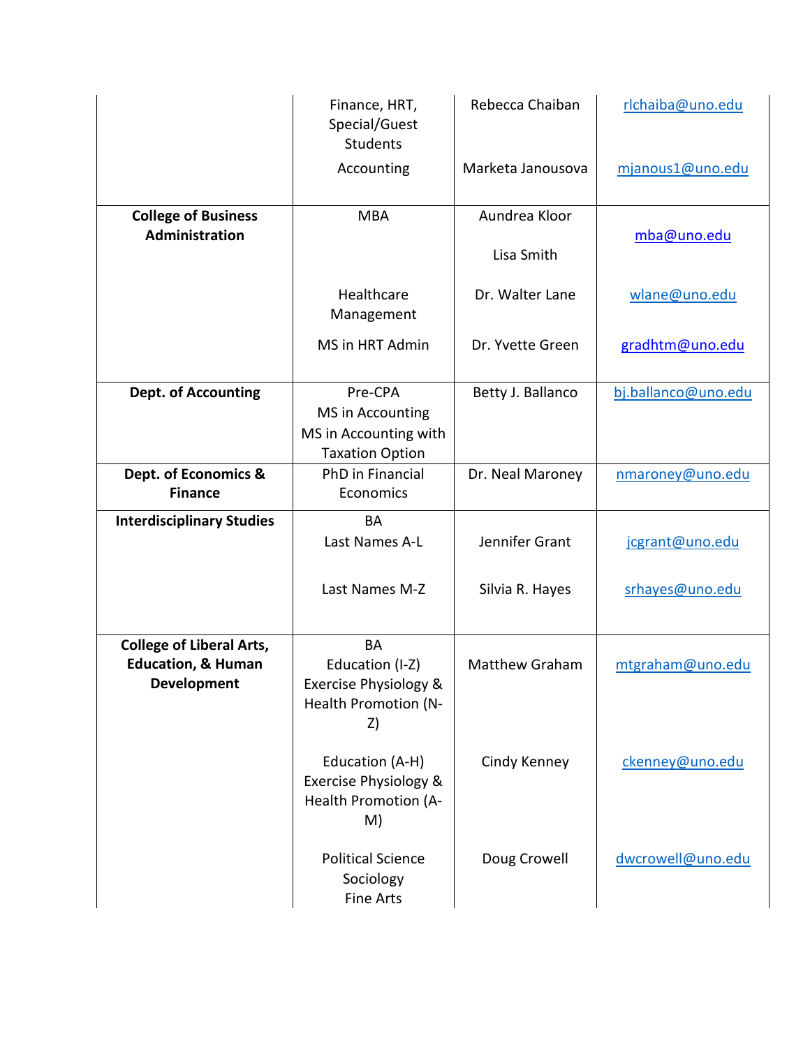| | | | |
|---|---|---|---|
| | Finance, HRT, Special/Guest Students | Rebecca Chaiban | rlchaiba@uno.edu |
| | Accounting | Marketa Janousova | mjanous1@uno.edu |
| **College of Business Administration** | MBA | Aundrea Kloor<br>Lisa Smith | mba@uno.edu |
| | Healthcare Management | Dr. Walter Lane | wlane@uno.edu |
| | MS in HRT Admin | Dr. Yvette Green | gradhtm@uno.edu |
| **Dept. of Accounting** | Pre-CPA<br>MS in Accounting<br>MS in Accounting with Taxation Option | Betty J. Ballanco | bj.ballanco@uno.edu |
| **Dept. of Economics & Finance** | PhD in Financial Economics | Dr. Neal Maroney | nmaroney@uno.edu |
| **Interdisciplinary Studies** | BA<br>Last Names A-L | Jennifer Grant | jcgrant@uno.edu |
| | Last Names M-Z | Silvia R. Hayes | srhayes@uno.edu |
| **College of Liberal Arts, Education, & Human Development** | BA<br>Education (I-Z)<br>Exercise Physiology & Health Promotion (N-Z) | Matthew Graham | mtgraham@uno.edu |
| | Education (A-H)<br>Exercise Physiology & Health Promotion (A-M) | Cindy Kenney | ckenney@uno.edu |
| | Political Science<br>Sociology<br>Fine Arts | Doug Crowell | dwcrowell@uno.edu |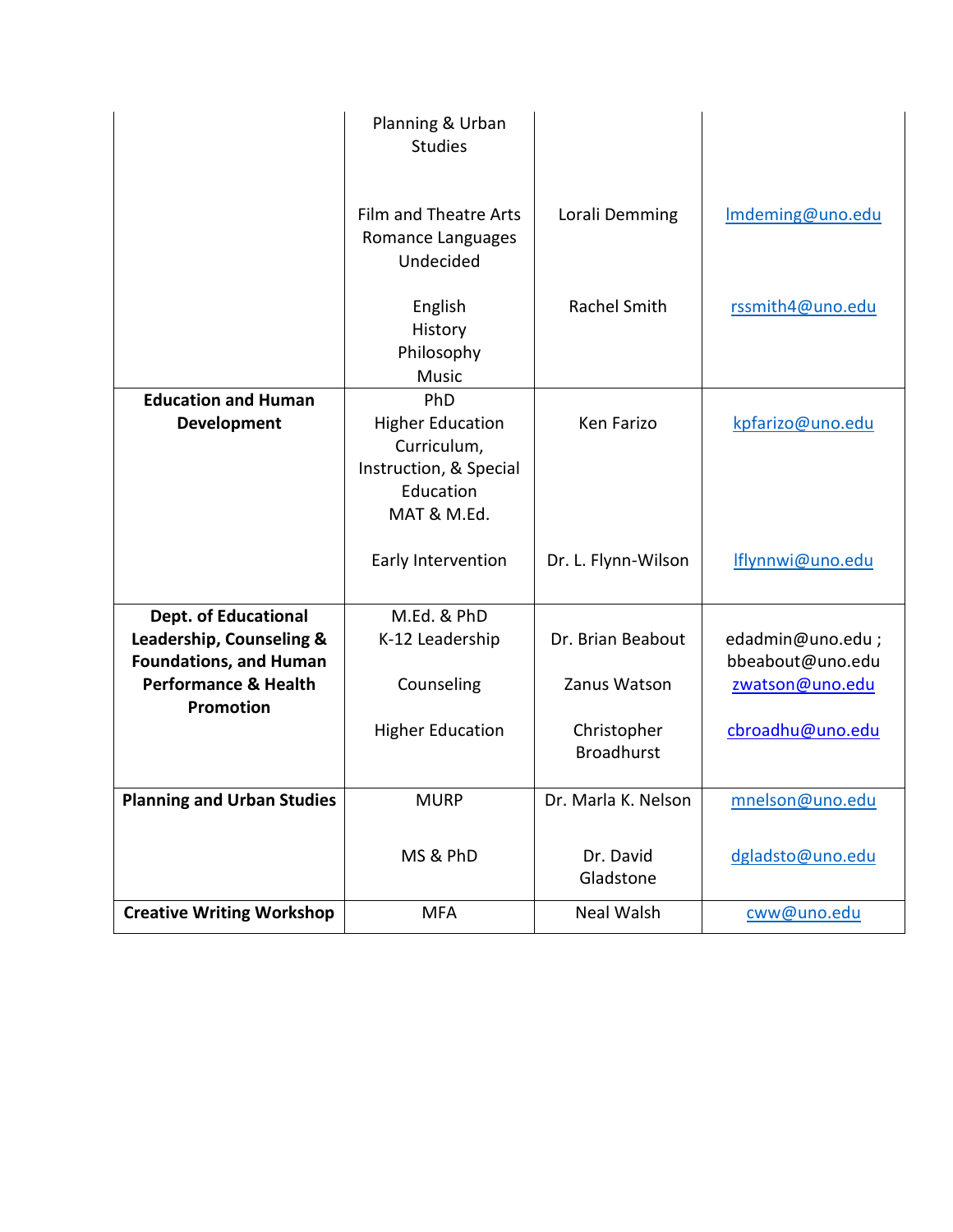| | | | |
|---|---|---|---|
| | Planning & Urban Studies | | |
| | Film and Theatre Arts<br>Romance Languages<br>Undecided | Lorali Demming | lmdeming@uno.edu |
| | English<br>History<br>Philosophy<br>Music | Rachel Smith | rssmith4@uno.edu |
| **Education and Human Development** | PhD<br>Higher Education<br>Curriculum, Instruction, & Special Education<br>MAT & M.Ed. | Ken Farizo | kpfarizo@uno.edu |
| | Early Intervention | Dr. L. Flynn-Wilson | lflynnwi@uno.edu |
| **Dept. of Educational Leadership, Counseling & Foundations, and Human Performance & Health Promotion** | M.Ed. & PhD<br>K-12 Leadership | Dr. Brian Beabout | edadmin@uno.edu ; bbeabout@uno.edu |
| | Counseling | Zanus Watson | zwatson@uno.edu |
| | Higher Education | Christopher Broadhurst | cbroadhu@uno.edu |
| **Planning and Urban Studies** | MURP | Dr. Marla K. Nelson | mnelson@uno.edu |
| | MS & PhD | Dr. David Gladstone | dgladsto@uno.edu |
| **Creative Writing Workshop** | MFA | Neal Walsh | cww@uno.edu |